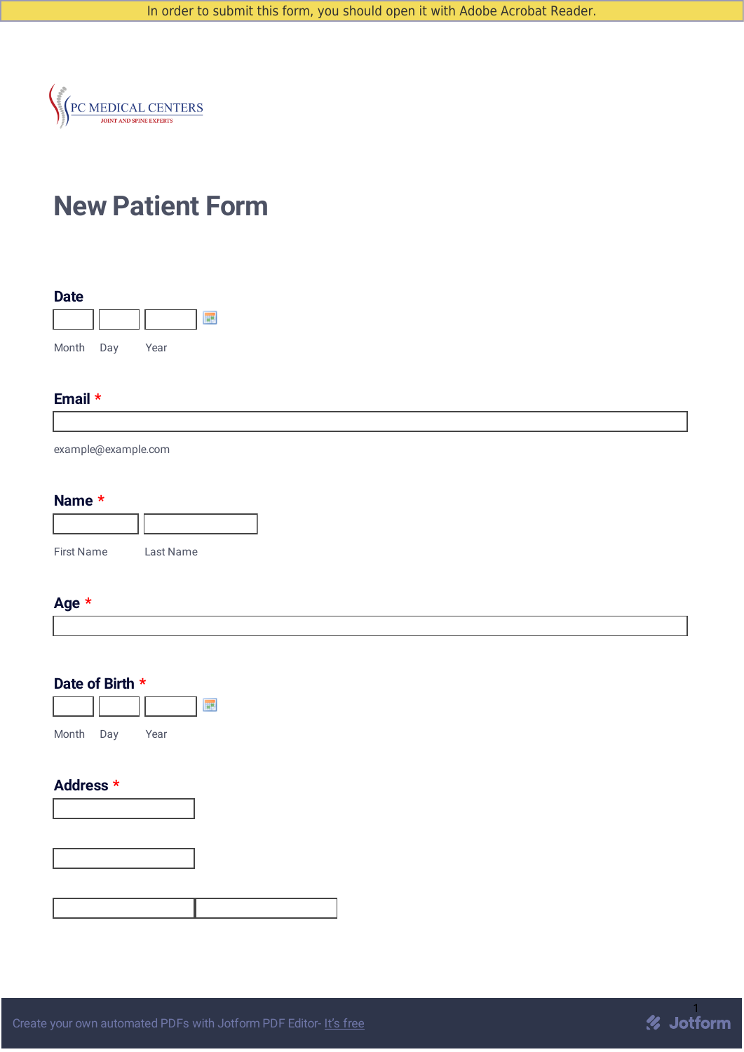In order to submit this form, you should open it with Adobe Acrobat Reader.

PC MEDICAL CENTERS
JOINT AND SPINE EXPERTS

# New Patient Form

**Date**

Month Day Year

**Email** *

example@example.com

**Name** *

First Name Last Name

**Age** *

**Date of Birth** *

Month Day Year

**Address** *

Create your own automated PDFs with Jotform PDF Editor- It's free

Jotform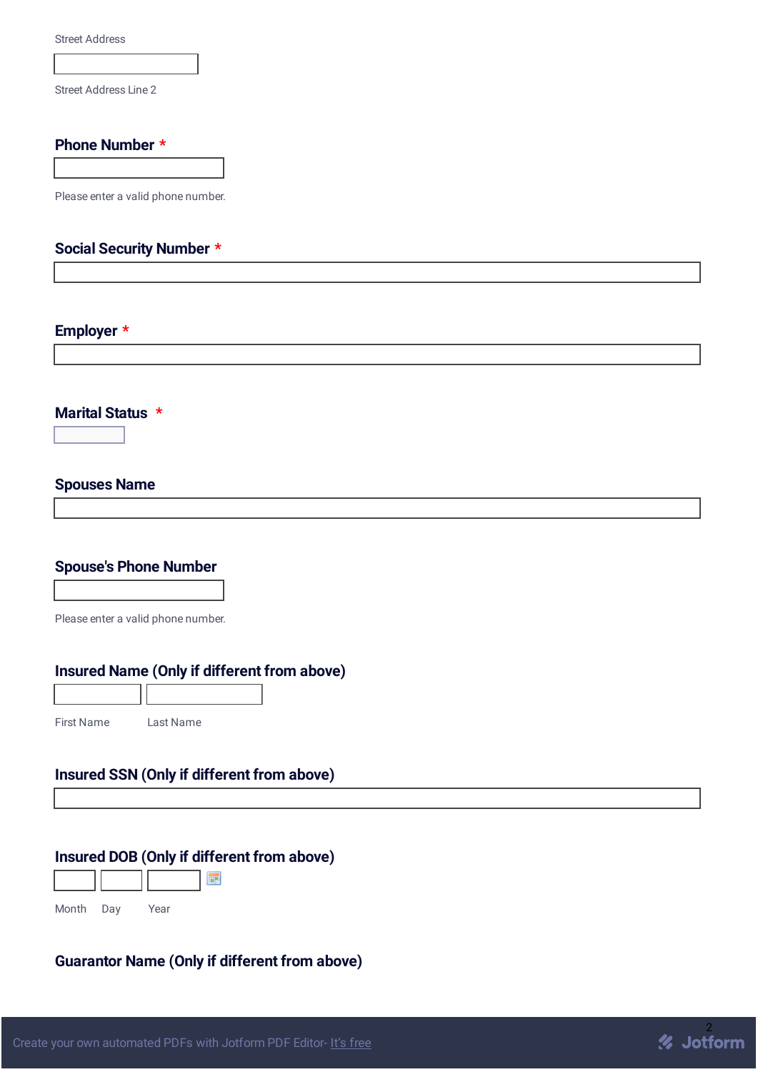Street Address

Street Address Line 2

**Phone Number** *

Please enter a valid phone number.

**Social Security Number** *

**Employer** *

**Marital Status** *

**Spouses Name**

**Spouse's Phone Number**

Please enter a valid phone number.

**Insured Name (Only if different from above)**

First Name Last Name

**Insured SSN (Only if different from above)**

**Insured DOB (Only if different from above)**

Month Day Year

**Guarantor Name (Only if different from above)**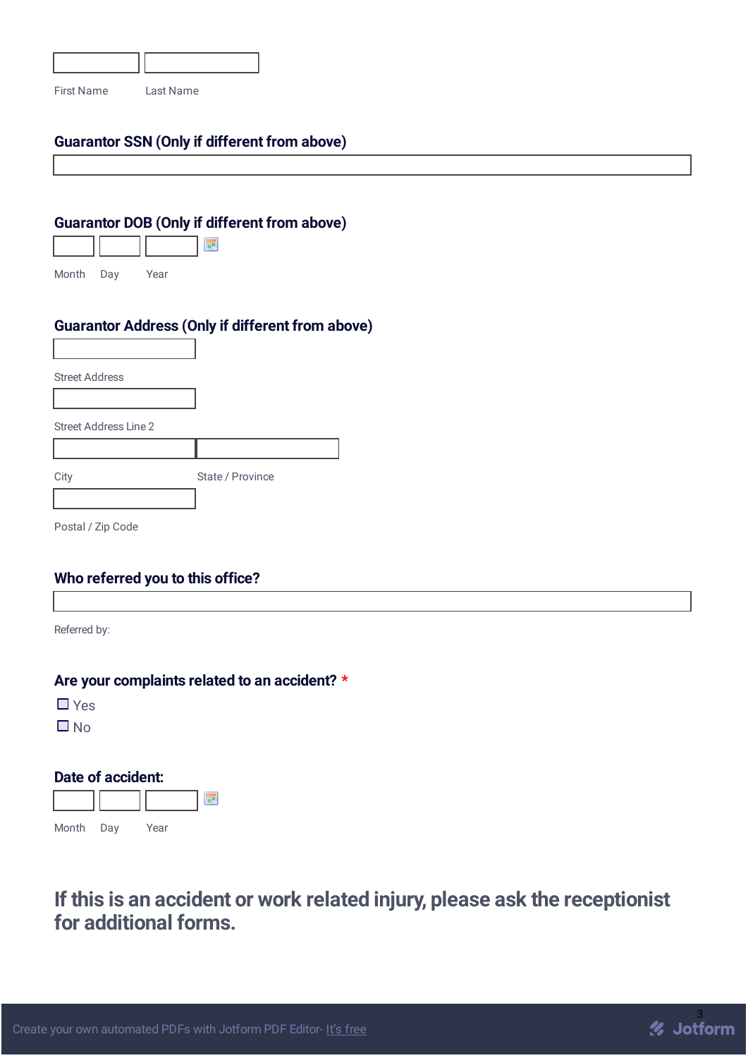First Name Last Name

### Guarantor SSN (Only if different from above)

### Guarantor DOB (Only if different from above)

Month Day Year

### Guarantor Address (Only if different from above)

Street Address

Street Address Line 2

City State / Province

Postal / Zip Code

### Who referred you to this office?

Referred by:

### Are your complaints related to an accident? *

- ☐ Yes
- ☐ No

### Date of accident:

Month Day Year

## If this is an accident or work related injury, please ask the receptionist for additional forms.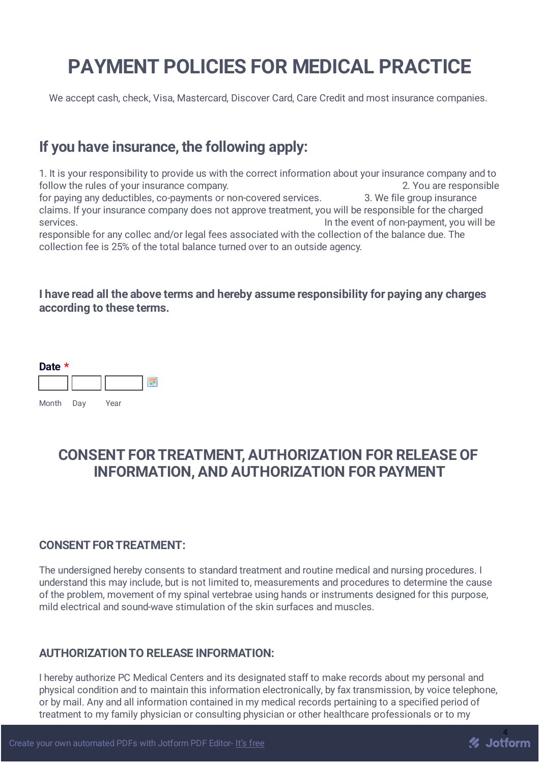# PAYMENT POLICIES FOR MEDICAL PRACTICE

We accept cash, check, Visa, Mastercard, Discover Card, Care Credit and most insurance companies.

## If you have insurance, the following apply:

1. It is your responsibility to provide us with the correct information about your insurance company and to follow the rules of your insurance company. 2. You are responsible for paying any deductibles, co-payments or non-covered services. 3. We file group insurance claims. If your insurance company does not approve treatment, you will be responsible for the charged services. In the event of non-payment, you will be responsible for any collec and/or legal fees associated with the collection of the balance due. The collection fee is 25% of the total balance turned over to an outside agency.

**I have read all the above terms and hereby assume responsibility for paying any charges according to these terms.**

**Date** *

| Month | Day | Year |
|---|---|---|
| | | |

## CONSENT FOR TREATMENT, AUTHORIZATION FOR RELEASE OF INFORMATION, AND AUTHORIZATION FOR PAYMENT

### CONSENT FOR TREATMENT:

The undersigned hereby consents to standard treatment and routine medical and nursing procedures. I understand this may include, but is not limited to, measurements and procedures to determine the cause of the problem, movement of my spinal vertebrae using hands or instruments designed for this purpose, mild electrical and sound-wave stimulation of the skin surfaces and muscles.

### AUTHORIZATION TO RELEASE INFORMATION:

I hereby authorize PC Medical Centers and its designated staff to make records about my personal and physical condition and to maintain this information electronically, by fax transmission, by voice telephone, or by mail. Any and all information contained in my medical records pertaining to a specified period of treatment to my family physician or consulting physician or other healthcare professionals or to my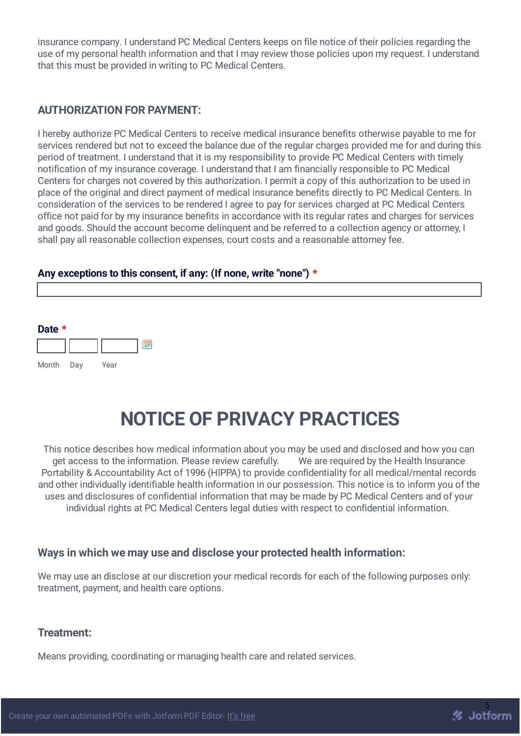insurance company. I understand PC Medical Centers keeps on file notice of their policies regarding the use of my personal health information and that I may review those policies upon my request. I understand that this must be provided in writing to PC Medical Centers.

### AUTHORIZATION FOR PAYMENT:

I hereby authorize PC Medical Centers to receive medical insurance benefits otherwise payable to me for services rendered but not to exceed the balance due of the regular charges provided me for and during this period of treatment. I understand that it is my responsibility to provide PC Medical Centers with timely notification of my insurance coverage. I understand that I am financially responsible to PC Medical Centers for charges not covered by this authorization. I permit a copy of this authorization to be used in place of the original and direct payment of medical insurance benefits directly to PC Medical Centers. In consideration of the services to be rendered I agree to pay for services charged at PC Medical Centers office not paid for by my insurance benefits in accordance with its regular rates and charges for services and goods. Should the account become delinquent and be referred to a collection agency or attorney, I shall pay all reasonable collection expenses, court costs and a reasonable attorney fee.

**Any exceptions to this consent, if any: (If none, write "none") ***

______________________________

**Date ***

Month ____ Day ____ Year ____

# NOTICE OF PRIVACY PRACTICES

This notice describes how medical information about you may be used and disclosed and how you can get access to the information. Please review carefully. We are required by the Health Insurance Portability & Accountability Act of 1996 (HIPPA) to provide confidentiality for all medical/mental records and other individually identifiable health information in our possession. This notice is to inform you of the uses and disclosures of confidential information that may be made by PC Medical Centers and of your individual rights at PC Medical Centers legal duties with respect to confidential information.

### Ways in which we may use and disclose your protected health information:

We may use an disclose at our discretion your medical records for each of the following purposes only: treatment, payment, and health care options.

### Treatment:

Means providing, coordinating or managing health care and related services.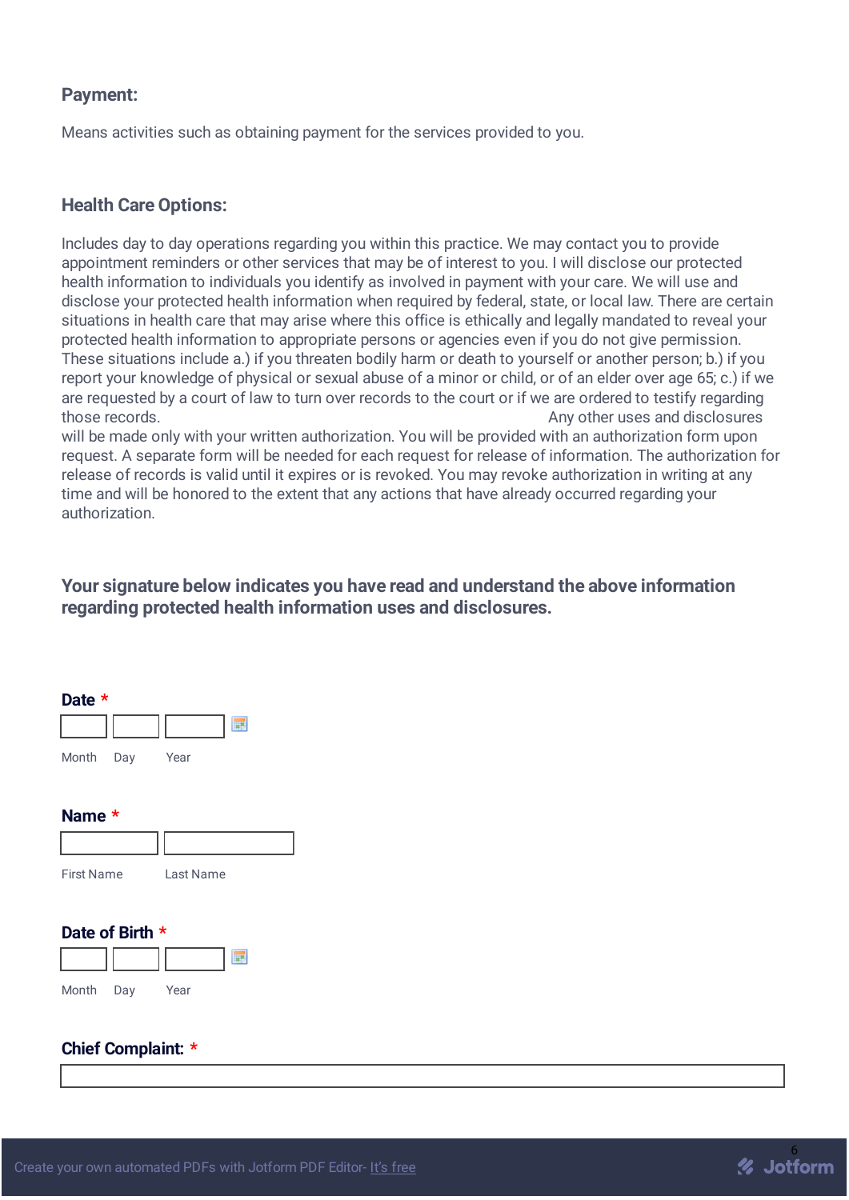### Payment:

Means activities such as obtaining payment for the services provided to you.

### Health Care Options:

Includes day to day operations regarding you within this practice. We may contact you to provide appointment reminders or other services that may be of interest to you. I will disclose our protected health information to individuals you identify as involved in payment with your care. We will use and disclose your protected health information when required by federal, state, or local law. There are certain situations in health care that may arise where this office is ethically and legally mandated to reveal your protected health information to appropriate persons or agencies even if you do not give permission. These situations include a.) if you threaten bodily harm or death to yourself or another person; b.) if you report your knowledge of physical or sexual abuse of a minor or child, or of an elder over age 65; c.) if we are requested by a court of law to turn over records to the court or if we are ordered to testify regarding those records. Any other uses and disclosures will be made only with your written authorization. You will be provided with an authorization form upon request. A separate form will be needed for each request for release of information. The authorization for release of records is valid until it expires or is revoked. You may revoke authorization in writing at any time and will be honored to the extent that any actions that have already occurred regarding your authorization.

**Your signature below indicates you have read and understand the above information regarding protected health information uses and disclosures.**

**Date** *

Month Day Year

**Name** *

First Name Last Name

**Date of Birth** *

Month Day Year

**Chief Complaint:** *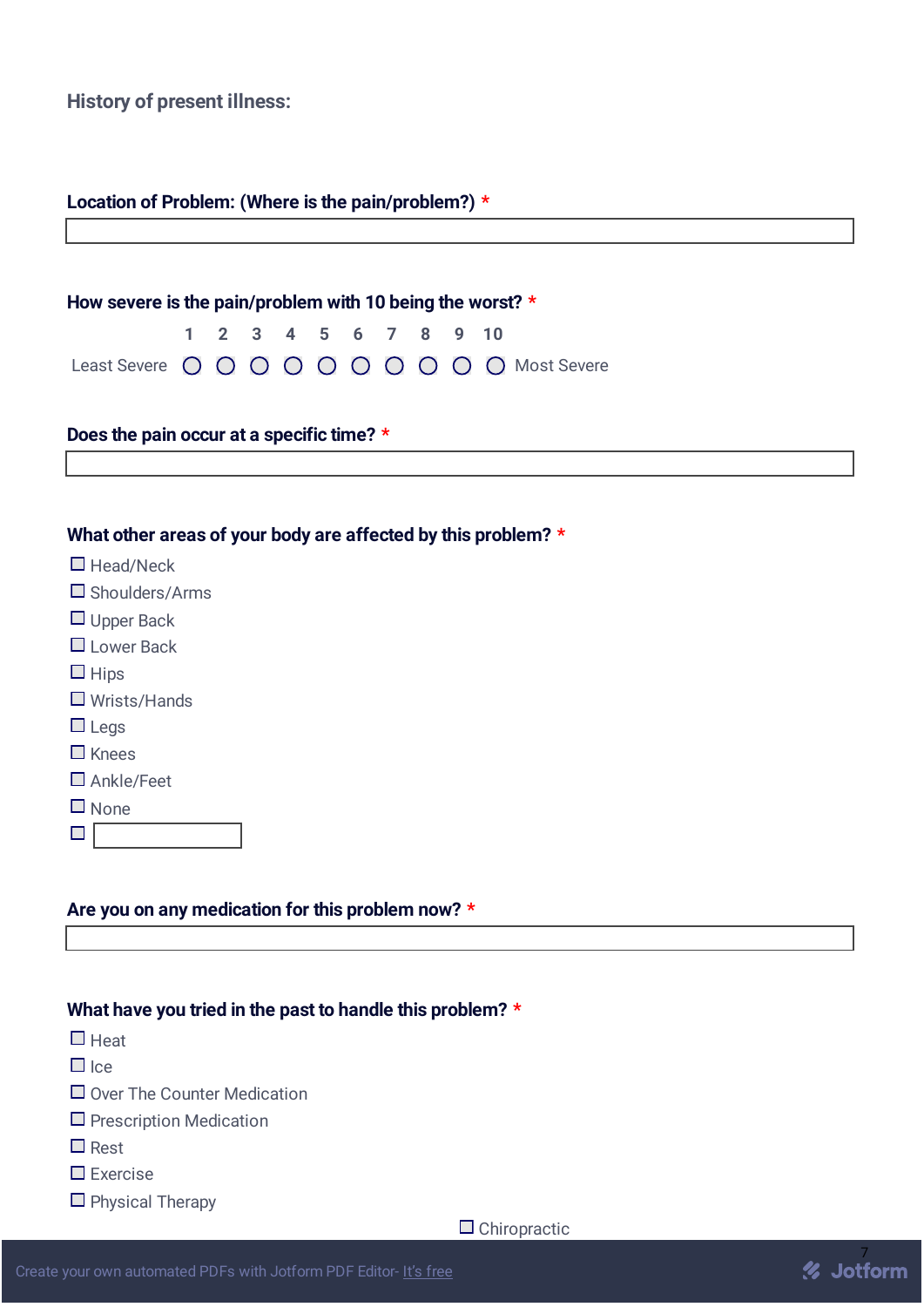## History of present illness:

**Location of Problem: (Where is the pain/problem?)** *

&nbsp;

**How severe is the pain/problem with 10 being the worst?** *

| | 1 | 2 | 3 | 4 | 5 | 6 | 7 | 8 | 9 | 10 | |
|---|---|---|---|---|---|---|---|---|---|---|---|
| Least Severe | ○ | ○ | ○ | ○ | ○ | ○ | ○ | ○ | ○ | ○ | Most Severe |

**Does the pain occur at a specific time?** *

&nbsp;

**What other areas of your body are affected by this problem?** *

- ☐ Head/Neck
- ☐ Shoulders/Arms
- ☐ Upper Back
- ☐ Lower Back
- ☐ Hips
- ☐ Wrists/Hands
- ☐ Legs
- ☐ Knees
- ☐ Ankle/Feet
- ☐ None
- ☐

**Are you on any medication for this problem now?** *

&nbsp;

**What have you tried in the past to handle this problem?** *

- ☐ Heat
- ☐ Ice
- ☐ Over The Counter Medication
- ☐ Prescription Medication
- ☐ Rest
- ☐ Exercise
- ☐ Physical Therapy
- ☐ Chiropractic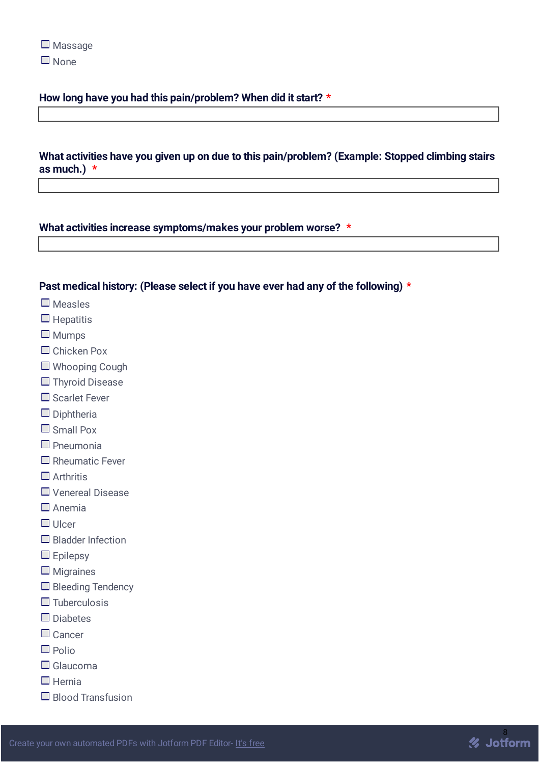- ☐ Massage
- ☐ None

**How long have you had this pain/problem? When did it start?** *

**What activities have you given up on due to this pain/problem? (Example: Stopped climbing stairs as much.)** *

**What activities increase symptoms/makes your problem worse?** *

**Past medical history: (Please select if you have ever had any of the following)** *

- ☐ Measles
- ☐ Hepatitis
- ☐ Mumps
- ☐ Chicken Pox
- ☐ Whooping Cough
- ☐ Thyroid Disease
- ☐ Scarlet Fever
- ☐ Diphtheria
- ☐ Small Pox
- ☐ Pneumonia
- ☐ Rheumatic Fever
- ☐ Arthritis
- ☐ Venereal Disease
- ☐ Anemia
- ☐ Ulcer
- ☐ Bladder Infection
- ☐ Epilepsy
- ☐ Migraines
- ☐ Bleeding Tendency
- ☐ Tuberculosis
- ☐ Diabetes
- ☐ Cancer
- ☐ Polio
- ☐ Glaucoma
- ☐ Hernia
- ☐ Blood Transfusion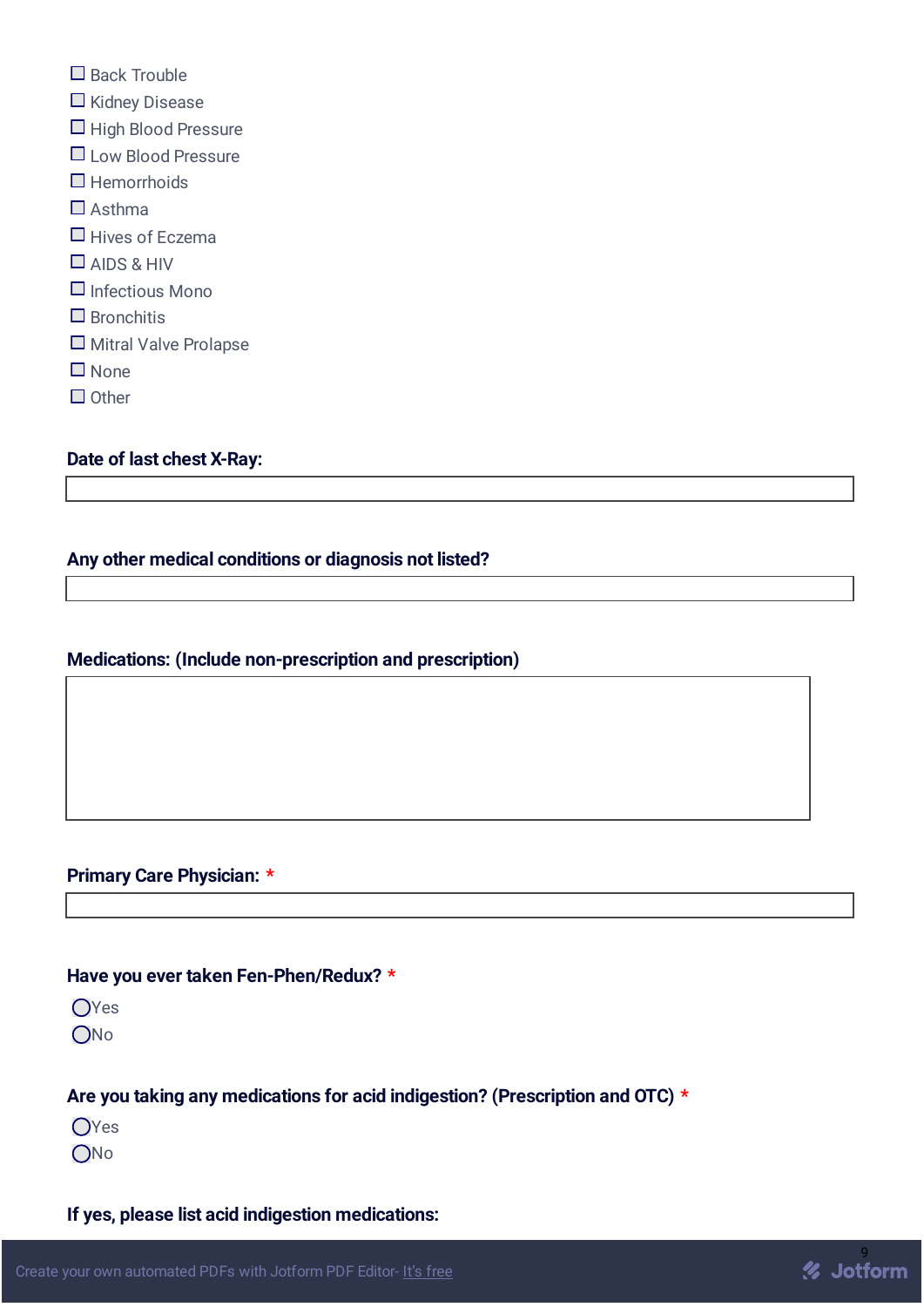- ☐ Back Trouble
- ☐ Kidney Disease
- ☐ High Blood Pressure
- ☐ Low Blood Pressure
- ☐ Hemorrhoids
- ☐ Asthma
- ☐ Hives of Eczema
- ☐ AIDS & HIV
- ☐ Infectious Mono
- ☐ Bronchitis
- ☐ Mitral Valve Prolapse
- ☐ None
- ☐ Other

**Date of last chest X-Ray:**

\_\_\_\_\_\_\_\_\_\_\_\_\_\_\_\_\_\_\_\_\_\_\_\_\_\_\_\_\_\_

**Any other medical conditions or diagnosis not listed?**

\_\_\_\_\_\_\_\_\_\_\_\_\_\_\_\_\_\_\_\_\_\_\_\_\_\_\_\_\_\_

**Medications: (Include non-prescription and prescription)**

\_\_\_\_\_\_\_\_\_\_\_\_\_\_\_\_\_\_\_\_\_\_\_\_\_\_\_\_\_\_

**Primary Care Physician:** *

\_\_\_\_\_\_\_\_\_\_\_\_\_\_\_\_\_\_\_\_\_\_\_\_\_\_\_\_\_\_

**Have you ever taken Fen-Phen/Redux?** *

- ○ Yes
- ○ No

**Are you taking any medications for acid indigestion? (Prescription and OTC)** *

- ○ Yes
- ○ No

**If yes, please list acid indigestion medications:**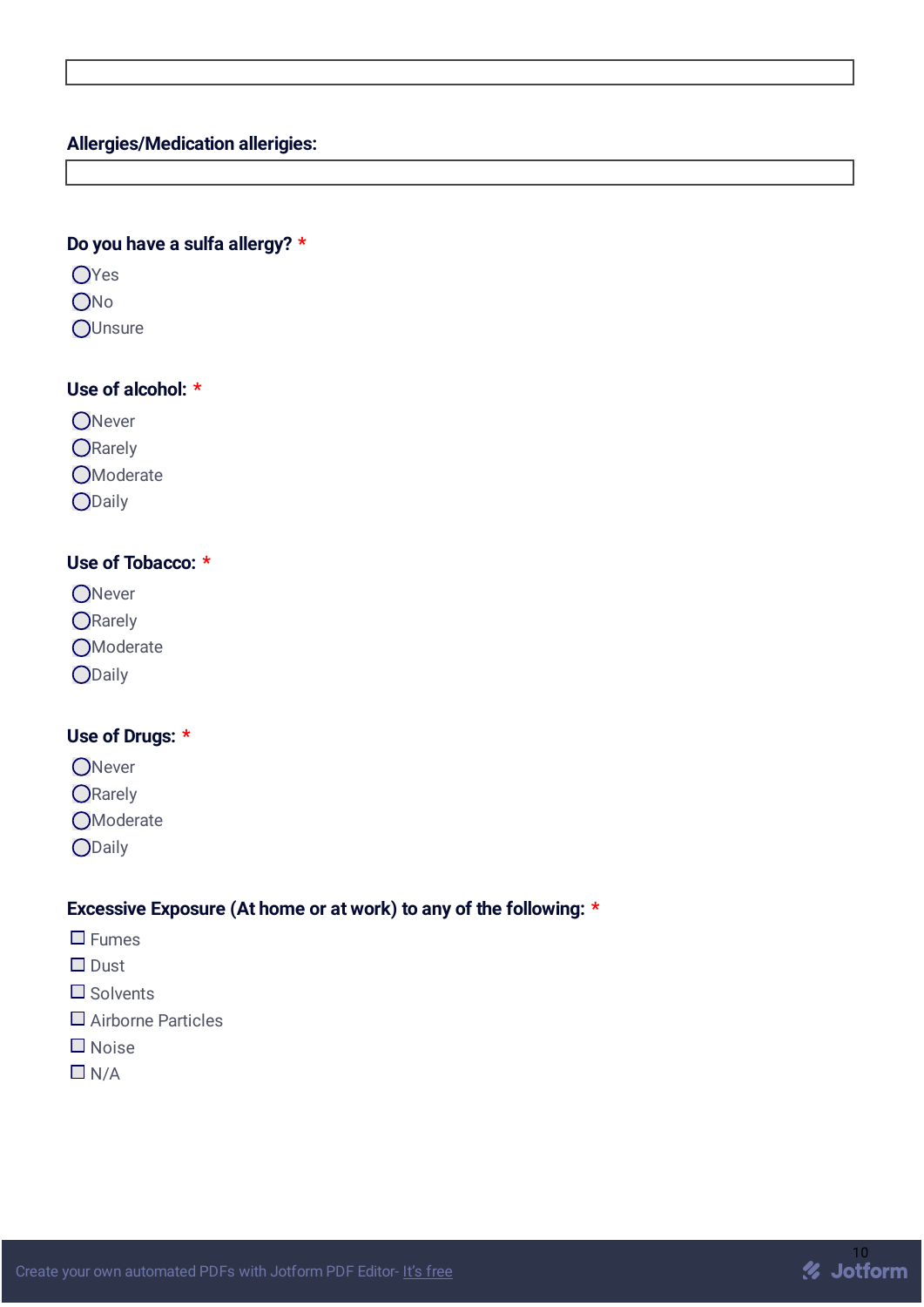**Allergies/Medication allerigies:**

**Do you have a sulfa allergy?** *

- ◯ Yes
- ◯ No
- ◯ Unsure

**Use of alcohol:** *

- ◯ Never
- ◯ Rarely
- ◯ Moderate
- ◯ Daily

**Use of Tobacco:** *

- ◯ Never
- ◯ Rarely
- ◯ Moderate
- ◯ Daily

**Use of Drugs:** *

- ◯ Never
- ◯ Rarely
- ◯ Moderate
- ◯ Daily

**Excessive Exposure (At home or at work) to any of the following:** *

- ☐ Fumes
- ☐ Dust
- ☐ Solvents
- ☐ Airborne Particles
- ☐ Noise
- ☐ N/A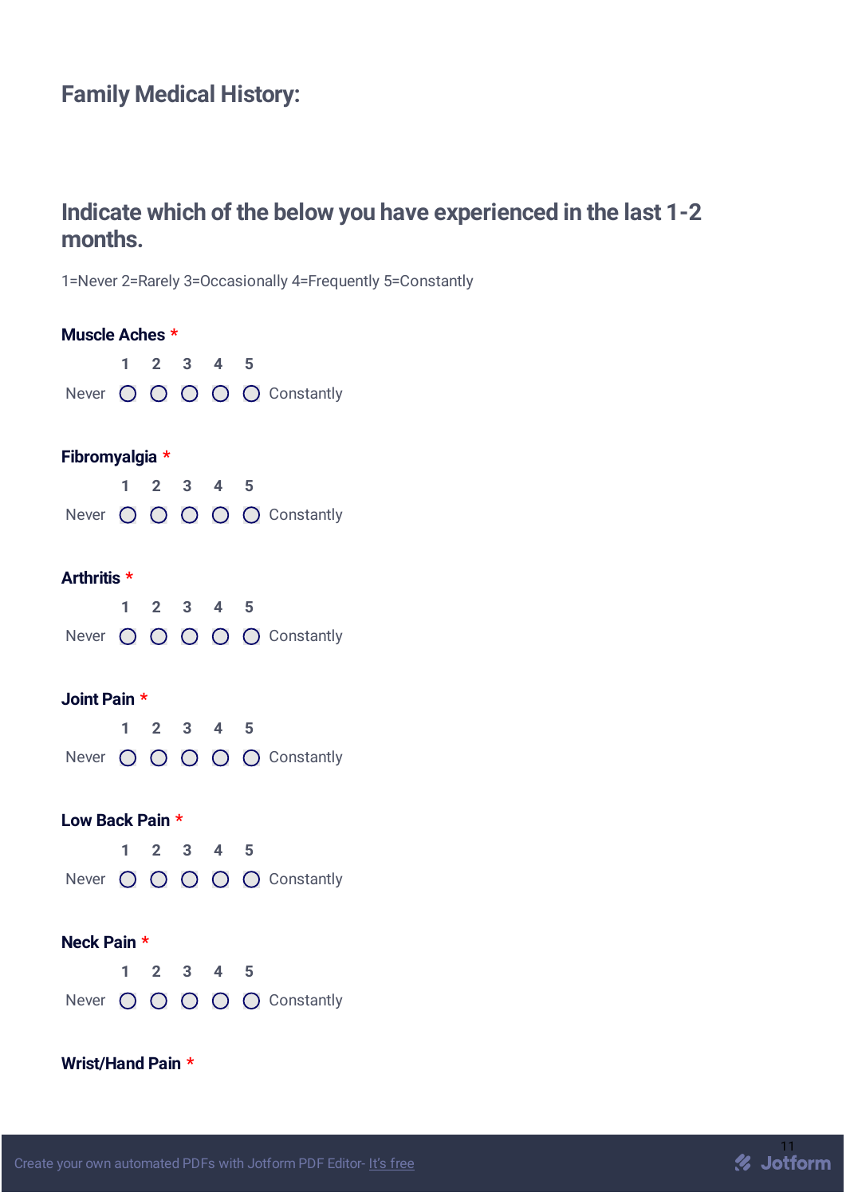## Family Medical History:

## Indicate which of the below you have experienced in the last 1-2 months.

1=Never 2=Rarely 3=Occasionally 4=Frequently 5=Constantly

**Muscle Aches** *

| | 1 | 2 | 3 | 4 | 5 | |
|---|---|---|---|---|---|---|
| Never | ◯ | ◯ | ◯ | ◯ | ◯ | Constantly |

**Fibromyalgia** *

| | 1 | 2 | 3 | 4 | 5 | |
|---|---|---|---|---|---|---|
| Never | ◯ | ◯ | ◯ | ◯ | ◯ | Constantly |

**Arthritis** *

| | 1 | 2 | 3 | 4 | 5 | |
|---|---|---|---|---|---|---|
| Never | ◯ | ◯ | ◯ | ◯ | ◯ | Constantly |

**Joint Pain** *

| | 1 | 2 | 3 | 4 | 5 | |
|---|---|---|---|---|---|---|
| Never | ◯ | ◯ | ◯ | ◯ | ◯ | Constantly |

**Low Back Pain** *

| | 1 | 2 | 3 | 4 | 5 | |
|---|---|---|---|---|---|---|
| Never | ◯ | ◯ | ◯ | ◯ | ◯ | Constantly |

**Neck Pain** *

| | 1 | 2 | 3 | 4 | 5 | |
|---|---|---|---|---|---|---|
| Never | ◯ | ◯ | ◯ | ◯ | ◯ | Constantly |

**Wrist/Hand Pain** *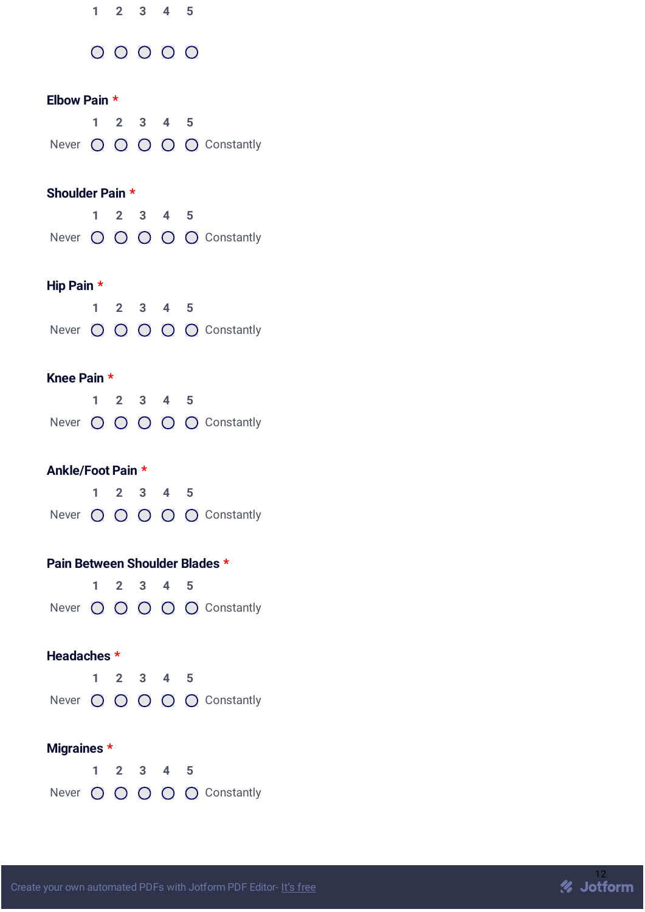| | 1 | 2 | 3 | 4 | 5 | |
|---|---|---|---|---|---|---|
| | ○ | ○ | ○ | ○ | ○ | |

**Elbow Pain** *

| | 1 | 2 | 3 | 4 | 5 | |
|---|---|---|---|---|---|---|
| Never | ○ | ○ | ○ | ○ | ○ | Constantly |

**Shoulder Pain** *

| | 1 | 2 | 3 | 4 | 5 | |
|---|---|---|---|---|---|---|
| Never | ○ | ○ | ○ | ○ | ○ | Constantly |

**Hip Pain** *

| | 1 | 2 | 3 | 4 | 5 | |
|---|---|---|---|---|---|---|
| Never | ○ | ○ | ○ | ○ | ○ | Constantly |

**Knee Pain** *

| | 1 | 2 | 3 | 4 | 5 | |
|---|---|---|---|---|---|---|
| Never | ○ | ○ | ○ | ○ | ○ | Constantly |

**Ankle/Foot Pain** *

| | 1 | 2 | 3 | 4 | 5 | |
|---|---|---|---|---|---|---|
| Never | ○ | ○ | ○ | ○ | ○ | Constantly |

**Pain Between Shoulder Blades** *

| | 1 | 2 | 3 | 4 | 5 | |
|---|---|---|---|---|---|---|
| Never | ○ | ○ | ○ | ○ | ○ | Constantly |

**Headaches** *

| | 1 | 2 | 3 | 4 | 5 | |
|---|---|---|---|---|---|---|
| Never | ○ | ○ | ○ | ○ | ○ | Constantly |

**Migraines** *

| | 1 | 2 | 3 | 4 | 5 | |
|---|---|---|---|---|---|---|
| Never | ○ | ○ | ○ | ○ | ○ | Constantly |

Create your own automated PDFs with Jotform PDF Editor- It's free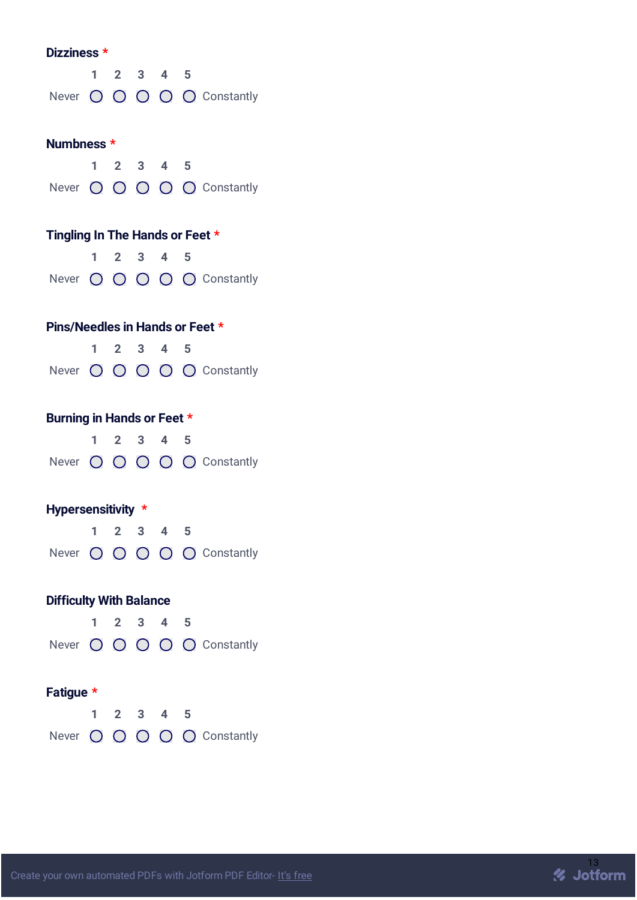**Dizziness** *

| | 1 | 2 | 3 | 4 | 5 | |
|---|---|---|---|---|---|---|
| Never | ◯ | ◯ | ◯ | ◯ | ◯ | Constantly |

**Numbness** *

| | 1 | 2 | 3 | 4 | 5 | |
|---|---|---|---|---|---|---|
| Never | ◯ | ◯ | ◯ | ◯ | ◯ | Constantly |

**Tingling In The Hands or Feet** *

| | 1 | 2 | 3 | 4 | 5 | |
|---|---|---|---|---|---|---|
| Never | ◯ | ◯ | ◯ | ◯ | ◯ | Constantly |

**Pins/Needles in Hands or Feet** *

| | 1 | 2 | 3 | 4 | 5 | |
|---|---|---|---|---|---|---|
| Never | ◯ | ◯ | ◯ | ◯ | ◯ | Constantly |

**Burning in Hands or Feet** *

| | 1 | 2 | 3 | 4 | 5 | |
|---|---|---|---|---|---|---|
| Never | ◯ | ◯ | ◯ | ◯ | ◯ | Constantly |

**Hypersensitivity** *

| | 1 | 2 | 3 | 4 | 5 | |
|---|---|---|---|---|---|---|
| Never | ◯ | ◯ | ◯ | ◯ | ◯ | Constantly |

**Difficulty With Balance**

| | 1 | 2 | 3 | 4 | 5 | |
|---|---|---|---|---|---|---|
| Never | ◯ | ◯ | ◯ | ◯ | ◯ | Constantly |

**Fatigue** *

| | 1 | 2 | 3 | 4 | 5 | |
|---|---|---|---|---|---|---|
| Never | ◯ | ◯ | ◯ | ◯ | ◯ | Constantly |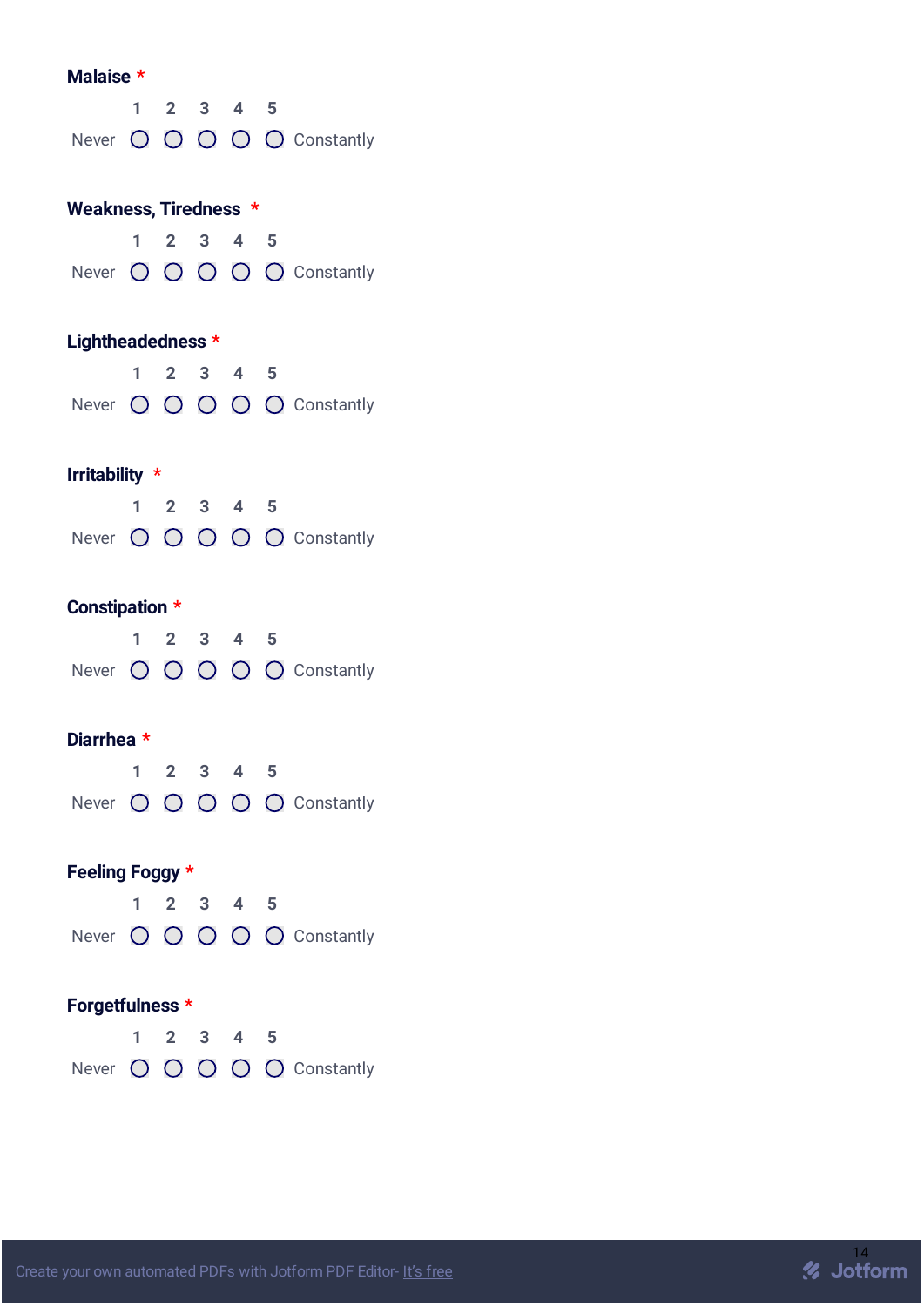**Malaise** *

| | 1 | 2 | 3 | 4 | 5 | |
|---|---|---|---|---|---|---|
| Never | ○ | ○ | ○ | ○ | ○ | Constantly |

**Weakness, Tiredness** *

| | 1 | 2 | 3 | 4 | 5 | |
|---|---|---|---|---|---|---|
| Never | ○ | ○ | ○ | ○ | ○ | Constantly |

**Lightheadedness** *

| | 1 | 2 | 3 | 4 | 5 | |
|---|---|---|---|---|---|---|
| Never | ○ | ○ | ○ | ○ | ○ | Constantly |

**Irritability** *

| | 1 | 2 | 3 | 4 | 5 | |
|---|---|---|---|---|---|---|
| Never | ○ | ○ | ○ | ○ | ○ | Constantly |

**Constipation** *

| | 1 | 2 | 3 | 4 | 5 | |
|---|---|---|---|---|---|---|
| Never | ○ | ○ | ○ | ○ | ○ | Constantly |

**Diarrhea** *

| | 1 | 2 | 3 | 4 | 5 | |
|---|---|---|---|---|---|---|
| Never | ○ | ○ | ○ | ○ | ○ | Constantly |

**Feeling Foggy** *

| | 1 | 2 | 3 | 4 | 5 | |
|---|---|---|---|---|---|---|
| Never | ○ | ○ | ○ | ○ | ○ | Constantly |

**Forgetfulness** *

| | 1 | 2 | 3 | 4 | 5 | |
|---|---|---|---|---|---|---|
| Never | ○ | ○ | ○ | ○ | ○ | Constantly |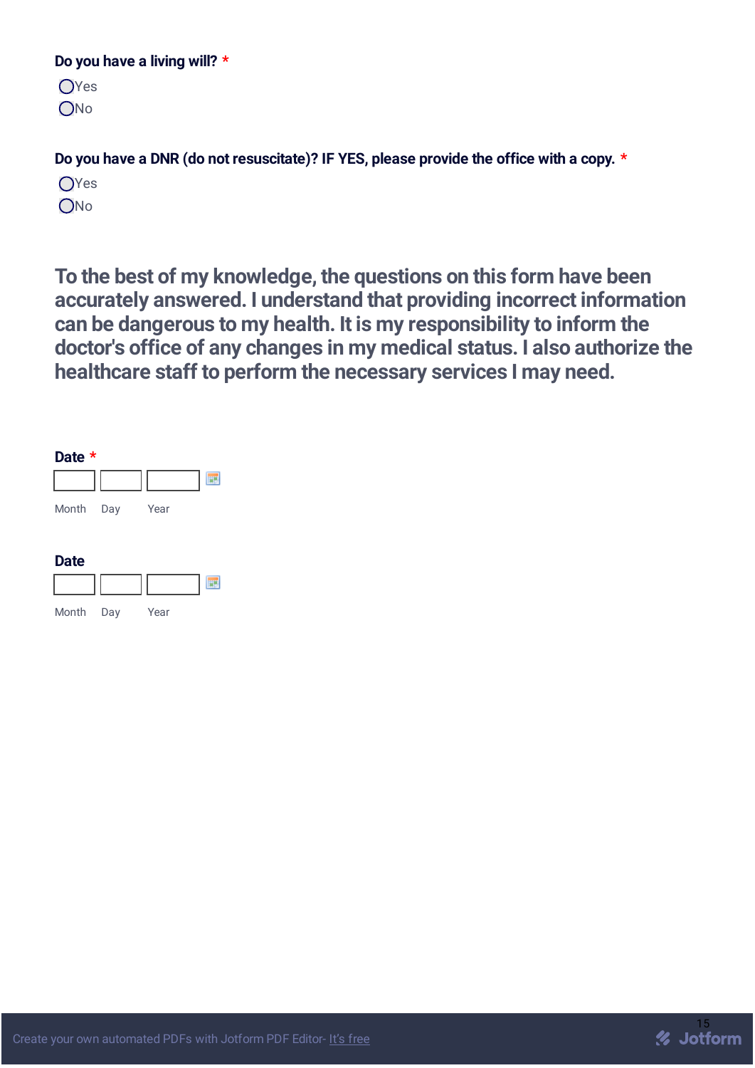**Do you have a living will? ***

- ◯ Yes
- ◯ No

**Do you have a DNR (do not resuscitate)? IF YES, please provide the office with a copy. ***

- ◯ Yes
- ◯ No

## To the best of my knowledge, the questions on this form have been accurately answered. I understand that providing incorrect information can be dangerous to my health. It is my responsibility to inform the doctor's office of any changes in my medical status. I also authorize the healthcare staff to perform the necessary services I may need.

**Date ***

| Month | Day | Year |
|---|---|---|
| | | |

**Date**

| Month | Day | Year |
|---|---|---|
| | | |